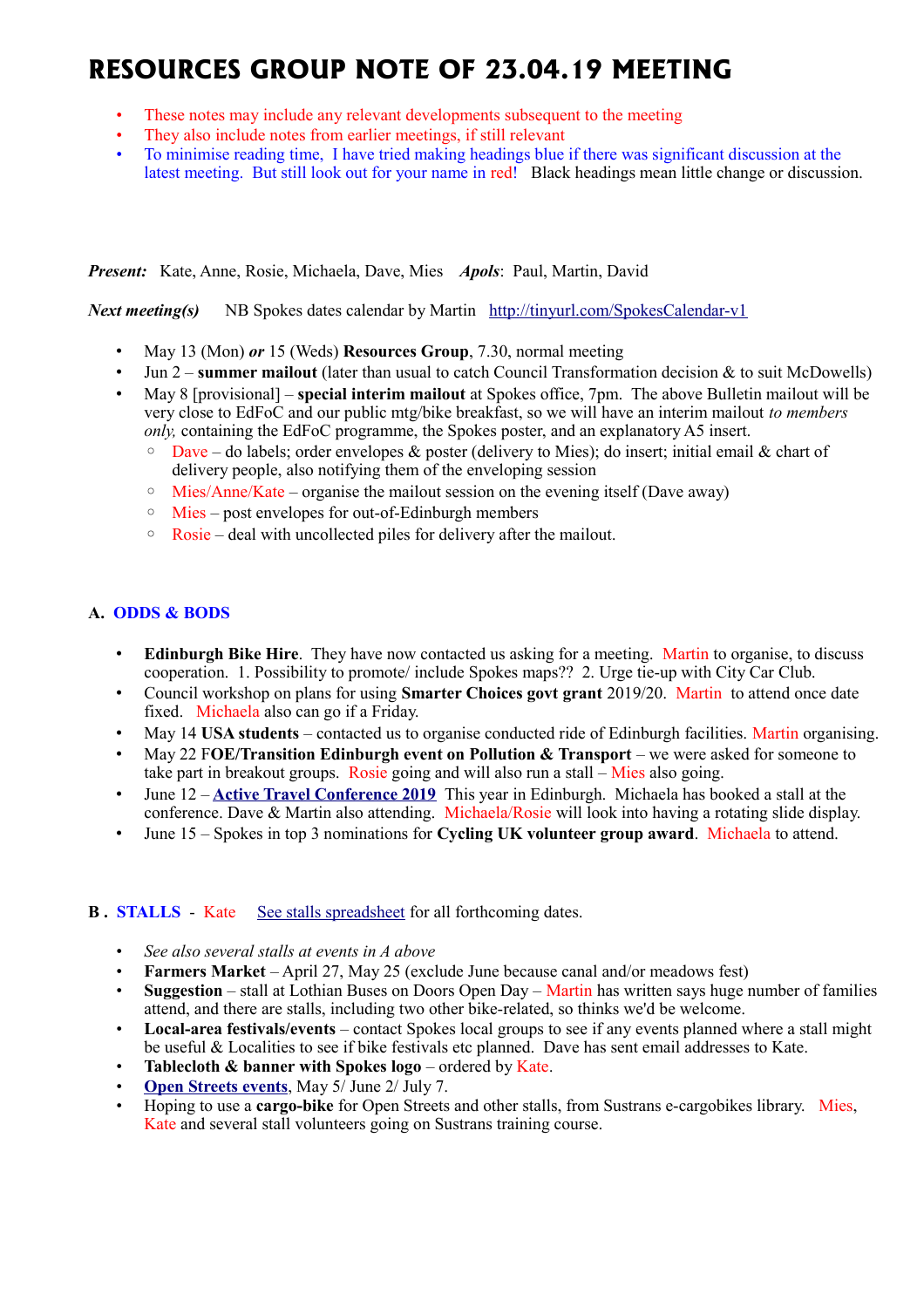# RESOURCES GROUP NOTE OF 23.04.19 MEETING

- These notes may include any relevant developments subsequent to the meeting
- They also include notes from earlier meetings, if still relevant
- To minimise reading time, I have tried making headings blue if there was significant discussion at the latest meeting. But still look out for your name in red! Black headings mean little change or discussion.

***Present:*** Kate, Anne, Rosie, Michaela, Dave, Mies ***Apols***: Paul, Martin, David

***Next meeting(s)*** NB Spokes dates calendar by Martin http://tinyurl.com/SpokesCalendar-v1

- May 13 (Mon) ***or*** 15 (Weds) **Resources Group**, 7.30, normal meeting
- Jun 2 – **summer mailout** (later than usual to catch Council Transformation decision & to suit McDowells)
- May 8 [provisional] – **special interim mailout** at Spokes office, 7pm. The above Bulletin mailout will be very close to EdFoC and our public mtg/bike breakfast, so we will have an interim mailout *to members only,* containing the EdFoC programme, the Spokes poster, and an explanatory A5 insert.
  - Dave – do labels; order envelopes & poster (delivery to Mies); do insert; initial email & chart of delivery people, also notifying them of the enveloping session
  - Mies/Anne/Kate – organise the mailout session on the evening itself (Dave away)
  - Mies – post envelopes for out-of-Edinburgh members
  - Rosie – deal with uncollected piles for delivery after the mailout.

## A. ODDS & BODS

- **Edinburgh Bike Hire**. They have now contacted us asking for a meeting. Martin to organise, to discuss cooperation. 1. Possibility to promote/ include Spokes maps?? 2. Urge tie-up with City Car Club.
- Council workshop on plans for using **Smarter Choices govt grant** 2019/20. Martin to attend once date fixed. Michaela also can go if a Friday.
- May 14 **USA students** – contacted us to organise conducted ride of Edinburgh facilities. Martin organising.
- May 22 F**OE/Transition Edinburgh event on Pollution & Transport** – we were asked for someone to take part in breakout groups. Rosie going and will also run a stall – Mies also going.
- June 12 – **Active Travel Conference 2019** This year in Edinburgh. Michaela has booked a stall at the conference. Dave & Martin also attending. Michaela/Rosie will look into having a rotating slide display.
- June 15 – Spokes in top 3 nominations for **Cycling UK volunteer group award**. Michaela to attend.

## B. STALLS - Kate See stalls spreadsheet for all forthcoming dates.

- *See also several stalls at events in A above*
- **Farmers Market** – April 27, May 25 (exclude June because canal and/or meadows fest)
- **Suggestion** – stall at Lothian Buses on Doors Open Day – Martin has written says huge number of families attend, and there are stalls, including two other bike-related, so thinks we'd be welcome.
- **Local-area festivals/events** – contact Spokes local groups to see if any events planned where a stall might be useful & Localities to see if bike festivals etc planned. Dave has sent email addresses to Kate.
- **Tablecloth & banner with Spokes logo** – ordered by Kate.
- **Open Streets events**, May 5/ June 2/ July 7.
- Hoping to use a **cargo-bike** for Open Streets and other stalls, from Sustrans e-cargobikes library. Mies, Kate and several stall volunteers going on Sustrans training course.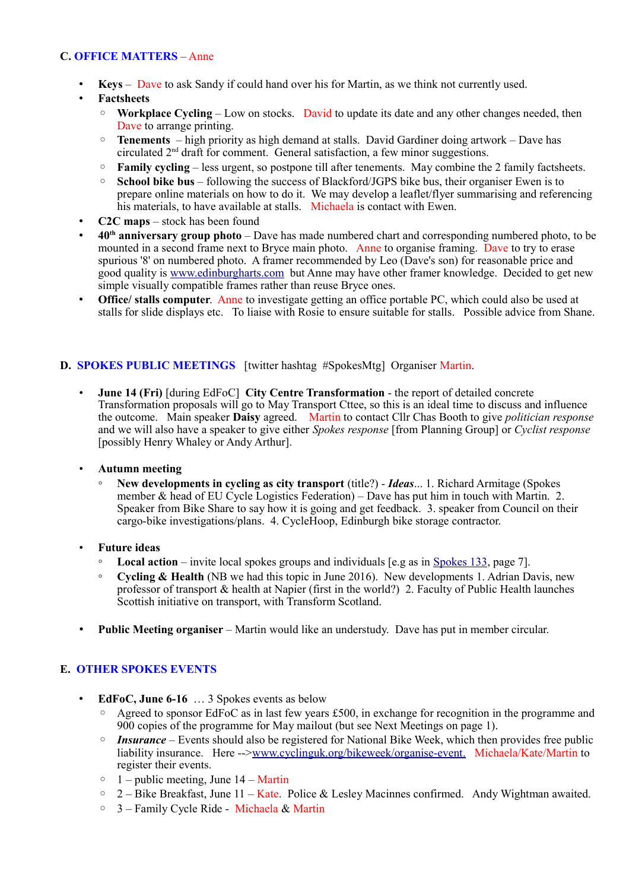## C. OFFICE MATTERS – Anne

- **Keys** – Dave to ask Sandy if could hand over his for Martin, as we think not currently used.
- **Factsheets**
  - **Workplace Cycling** – Low on stocks. David to update its date and any other changes needed, then Dave to arrange printing.
  - **Tenements** – high priority as high demand at stalls. David Gardiner doing artwork – Dave has circulated 2nd draft for comment. General satisfaction, a few minor suggestions.
  - **Family cycling** – less urgent, so postpone till after tenements. May combine the 2 family factsheets.
  - **School bike bus** – following the success of Blackford/JGPS bike bus, their organiser Ewen is to prepare online materials on how to do it. We may develop a leaflet/flyer summarising and referencing his materials, to have available at stalls. Michaela is contact with Ewen.
- **C2C maps** – stock has been found
- **40th anniversary group photo** – Dave has made numbered chart and corresponding numbered photo, to be mounted in a second frame next to Bryce main photo. Anne to organise framing. Dave to try to erase spurious '8' on numbered photo. A framer recommended by Leo (Dave's son) for reasonable price and good quality is www.edinburgharts.com but Anne may have other framer knowledge. Decided to get new simple visually compatible frames rather than reuse Bryce ones.
- **Office/ stalls computer**. Anne to investigate getting an office portable PC, which could also be used at stalls for slide displays etc. To liaise with Rosie to ensure suitable for stalls. Possible advice from Shane.

## D. SPOKES PUBLIC MEETINGS [twitter hashtag #SpokesMtg] Organiser Martin.

- **June 14 (Fri)** [during EdFoC] **City Centre Transformation** - the report of detailed concrete Transformation proposals will go to May Transport Cttee, so this is an ideal time to discuss and influence the outcome. Main speaker **Daisy** agreed. Martin to contact Cllr Chas Booth to give *politician response* and we will also have a speaker to give either *Spokes response* [from Planning Group] or *Cyclist response* [possibly Henry Whaley or Andy Arthur].

- **Autumn meeting**
  - **New developments in cycling as city transport** (title?) - ***Ideas***... 1. Richard Armitage (Spokes member & head of EU Cycle Logistics Federation) – Dave has put him in touch with Martin. 2. Speaker from Bike Share to say how it is going and get feedback. 3. speaker from Council on their cargo-bike investigations/plans. 4. CycleHoop, Edinburgh bike storage contractor.

- **Future ideas**
  - **Local action** – invite local spokes groups and individuals [e.g as in Spokes 133, page 7].
  - **Cycling & Health** (NB we had this topic in June 2016). New developments 1. Adrian Davis, new professor of transport & health at Napier (first in the world?) 2. Faculty of Public Health launches Scottish initiative on transport, with Transform Scotland.

- **Public Meeting organiser** – Martin would like an understudy. Dave has put in member circular.

## E. OTHER SPOKES EVENTS

- **EdFoC, June 6-16** … 3 Spokes events as below
  - Agreed to sponsor EdFoC as in last few years £500, in exchange for recognition in the programme and 900 copies of the programme for May mailout (but see Next Meetings on page 1).
  - ***Insurance*** – Events should also be registered for National Bike Week, which then provides free public liability insurance. Here -->www.cyclinguk.org/bikeweek/organise-event. Michaela/Kate/Martin to register their events.
  - 1 – public meeting, June 14 – Martin
  - 2 – Bike Breakfast, June 11 – Kate. Police & Lesley Macinnes confirmed. Andy Wightman awaited.
  - 3 – Family Cycle Ride - Michaela & Martin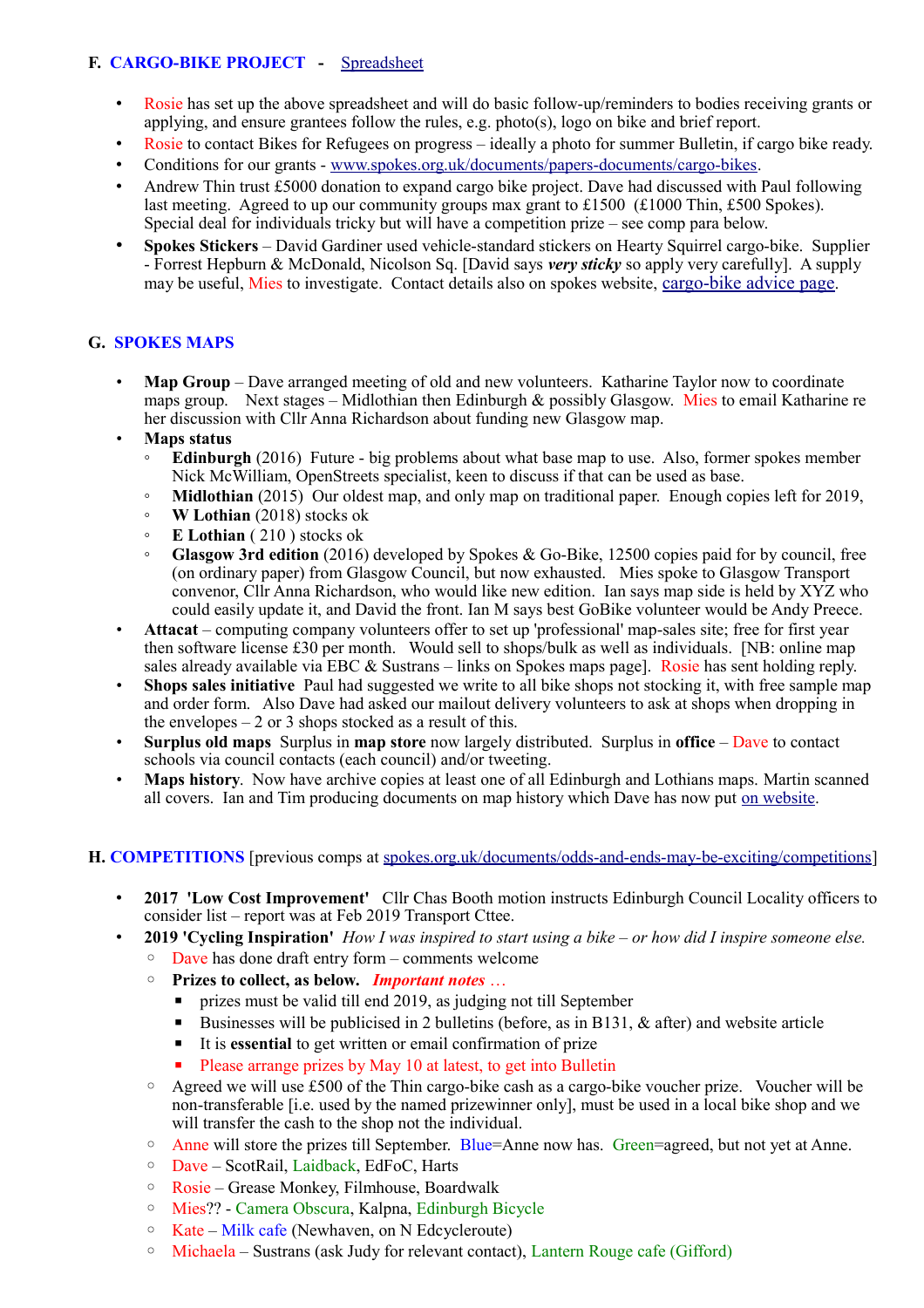## F. CARGO-BIKE PROJECT - Spreadsheet

- Rosie has set up the above spreadsheet and will do basic follow-up/reminders to bodies receiving grants or applying, and ensure grantees follow the rules, e.g. photo(s), logo on bike and brief report.
- Rosie to contact Bikes for Refugees on progress – ideally a photo for summer Bulletin, if cargo bike ready.
- Conditions for our grants - www.spokes.org.uk/documents/papers-documents/cargo-bikes.
- Andrew Thin trust £5000 donation to expand cargo bike project. Dave had discussed with Paul following last meeting. Agreed to up our community groups max grant to £1500 (£1000 Thin, £500 Spokes). Special deal for individuals tricky but will have a competition prize – see comp para below.
- **Spokes Stickers** – David Gardiner used vehicle-standard stickers on Hearty Squirrel cargo-bike. Supplier - Forrest Hepburn & McDonald, Nicolson Sq. [David says ***very sticky*** so apply very carefully]. A supply may be useful, Mies to investigate. Contact details also on spokes website, cargo-bike advice page.

## G. SPOKES MAPS

- **Map Group** – Dave arranged meeting of old and new volunteers. Katharine Taylor now to coordinate maps group. Next stages – Midlothian then Edinburgh & possibly Glasgow. Mies to email Katharine re her discussion with Cllr Anna Richardson about funding new Glasgow map.
- **Maps status**
  - **Edinburgh** (2016) Future - big problems about what base map to use. Also, former spokes member Nick McWilliam, OpenStreets specialist, keen to discuss if that can be used as base.
  - **Midlothian** (2015) Our oldest map, and only map on traditional paper. Enough copies left for 2019,
  - **W Lothian** (2018) stocks ok
  - **E Lothian** ( 210 ) stocks ok
  - **Glasgow 3rd edition** (2016) developed by Spokes & Go-Bike, 12500 copies paid for by council, free (on ordinary paper) from Glasgow Council, but now exhausted. Mies spoke to Glasgow Transport convenor, Cllr Anna Richardson, who would like new edition. Ian says map side is held by XYZ who could easily update it, and David the front. Ian M says best GoBike volunteer would be Andy Preece.
- **Attacat** – computing company volunteers offer to set up 'professional' map-sales site; free for first year then software license £30 per month. Would sell to shops/bulk as well as individuals. [NB: online map sales already available via EBC & Sustrans – links on Spokes maps page]. Rosie has sent holding reply.
- **Shops sales initiative** Paul had suggested we write to all bike shops not stocking it, with free sample map and order form. Also Dave had asked our mailout delivery volunteers to ask at shops when dropping in the envelopes – 2 or 3 shops stocked as a result of this.
- **Surplus old maps** Surplus in **map store** now largely distributed. Surplus in **office** – Dave to contact schools via council contacts (each council) and/or tweeting.
- **Maps history**. Now have archive copies at least one of all Edinburgh and Lothians maps. Martin scanned all covers. Ian and Tim producing documents on map history which Dave has now put on website.

## H. COMPETITIONS [previous comps at spokes.org.uk/documents/odds-and-ends-may-be-exciting/competitions]

- **2017 'Low Cost Improvement'** Cllr Chas Booth motion instructs Edinburgh Council Locality officers to consider list – report was at Feb 2019 Transport Cttee.
- **2019 'Cycling Inspiration'** *How I was inspired to start using a bike – or how did I inspire someone else.*
  - Dave has done draft entry form – comments welcome
  - **Prizes to collect, as below.** ***Important notes …***
    - prizes must be valid till end 2019, as judging not till September
    - Businesses will be publicised in 2 bulletins (before, as in B131, & after) and website article
    - It is **essential** to get written or email confirmation of prize
    - Please arrange prizes by May 10 at latest, to get into Bulletin
  - Agreed we will use £500 of the Thin cargo-bike cash as a cargo-bike voucher prize. Voucher will be non-transferable [i.e. used by the named prizewinner only], must be used in a local bike shop and we will transfer the cash to the shop not the individual.
  - Anne will store the prizes till September. Blue=Anne now has. Green=agreed, but not yet at Anne.
  - Dave – ScotRail, Laidback, EdFoC, Harts
  - Rosie – Grease Monkey, Filmhouse, Boardwalk
  - Mies?? - Camera Obscura, Kalpna, Edinburgh Bicycle
  - Kate – Milk cafe (Newhaven, on N Edcycleroute)
  - Michaela – Sustrans (ask Judy for relevant contact), Lantern Rouge cafe (Gifford)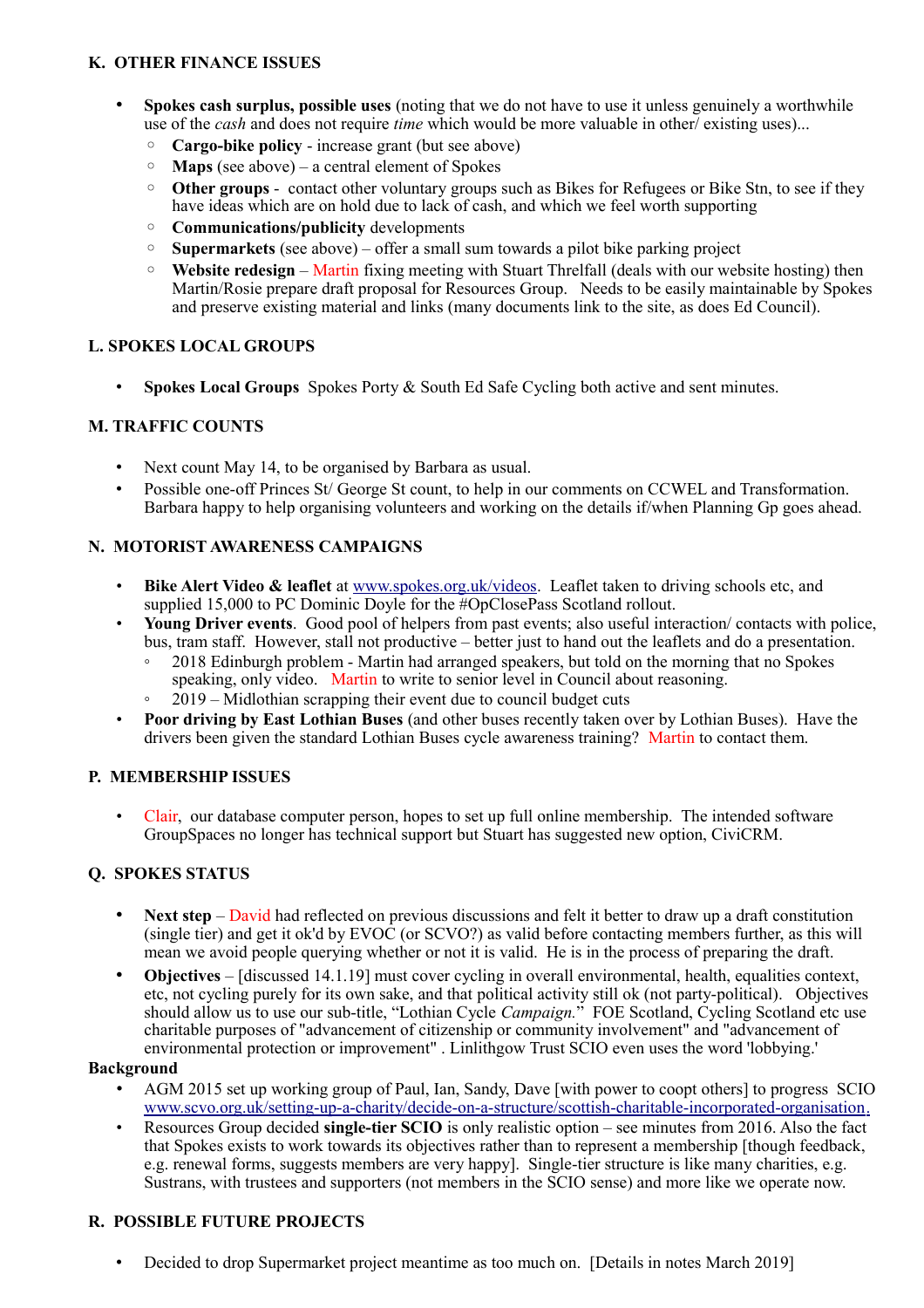## K. OTHER FINANCE ISSUES

- **Spokes cash surplus, possible uses** (noting that we do not have to use it unless genuinely a worthwhile use of the *cash* and does not require *time* which would be more valuable in other/ existing uses)...
  - **Cargo-bike policy** - increase grant (but see above)
  - **Maps** (see above) – a central element of Spokes
  - **Other groups** - contact other voluntary groups such as Bikes for Refugees or Bike Stn, to see if they have ideas which are on hold due to lack of cash, and which we feel worth supporting
  - **Communications/publicity** developments
  - **Supermarkets** (see above) – offer a small sum towards a pilot bike parking project
  - **Website redesign** – Martin fixing meeting with Stuart Threlfall (deals with our website hosting) then Martin/Rosie prepare draft proposal for Resources Group. Needs to be easily maintainable by Spokes and preserve existing material and links (many documents link to the site, as does Ed Council).

## L. SPOKES LOCAL GROUPS

- **Spokes Local Groups** Spokes Porty & South Ed Safe Cycling both active and sent minutes.

## M. TRAFFIC COUNTS

- Next count May 14, to be organised by Barbara as usual.
- Possible one-off Princes St/ George St count, to help in our comments on CCWEL and Transformation. Barbara happy to help organising volunteers and working on the details if/when Planning Gp goes ahead.

## N. MOTORIST AWARENESS CAMPAIGNS

- **Bike Alert Video & leaflet** at www.spokes.org.uk/videos. Leaflet taken to driving schools etc, and supplied 15,000 to PC Dominic Doyle for the #OpClosePass Scotland rollout.
- **Young Driver events**. Good pool of helpers from past events; also useful interaction/ contacts with police, bus, tram staff. However, stall not productive – better just to hand out the leaflets and do a presentation.
  - 2018 Edinburgh problem - Martin had arranged speakers, but told on the morning that no Spokes speaking, only video. Martin to write to senior level in Council about reasoning.
  - 2019 – Midlothian scrapping their event due to council budget cuts
- **Poor driving by East Lothian Buses** (and other buses recently taken over by Lothian Buses). Have the drivers been given the standard Lothian Buses cycle awareness training? Martin to contact them.

## P. MEMBERSHIP ISSUES

- Clair, our database computer person, hopes to set up full online membership. The intended software GroupSpaces no longer has technical support but Stuart has suggested new option, CiviCRM.

## Q. SPOKES STATUS

- **Next step** – David had reflected on previous discussions and felt it better to draw up a draft constitution (single tier) and get it ok'd by EVOC (or SCVO?) as valid before contacting members further, as this will mean we avoid people querying whether or not it is valid. He is in the process of preparing the draft.
- **Objectives** – [discussed 14.1.19] must cover cycling in overall environmental, health, equalities context, etc, not cycling purely for its own sake, and that political activity still ok (not party-political). Objectives should allow us to use our sub-title, "Lothian Cycle *Campaign.*" FOE Scotland, Cycling Scotland etc use charitable purposes of "advancement of citizenship or community involvement" and "advancement of environmental protection or improvement" . Linlithgow Trust SCIO even uses the word 'lobbying.'

**Background**

- AGM 2015 set up working group of Paul, Ian, Sandy, Dave [with power to coopt others] to progress SCIO www.scvo.org.uk/setting-up-a-charity/decide-on-a-structure/scottish-charitable-incorporated-organisation.
- Resources Group decided **single-tier SCIO** is only realistic option – see minutes from 2016. Also the fact that Spokes exists to work towards its objectives rather than to represent a membership [though feedback, e.g. renewal forms, suggests members are very happy]. Single-tier structure is like many charities, e.g. Sustrans, with trustees and supporters (not members in the SCIO sense) and more like we operate now.

## R. POSSIBLE FUTURE PROJECTS

- Decided to drop Supermarket project meantime as too much on. [Details in notes March 2019]